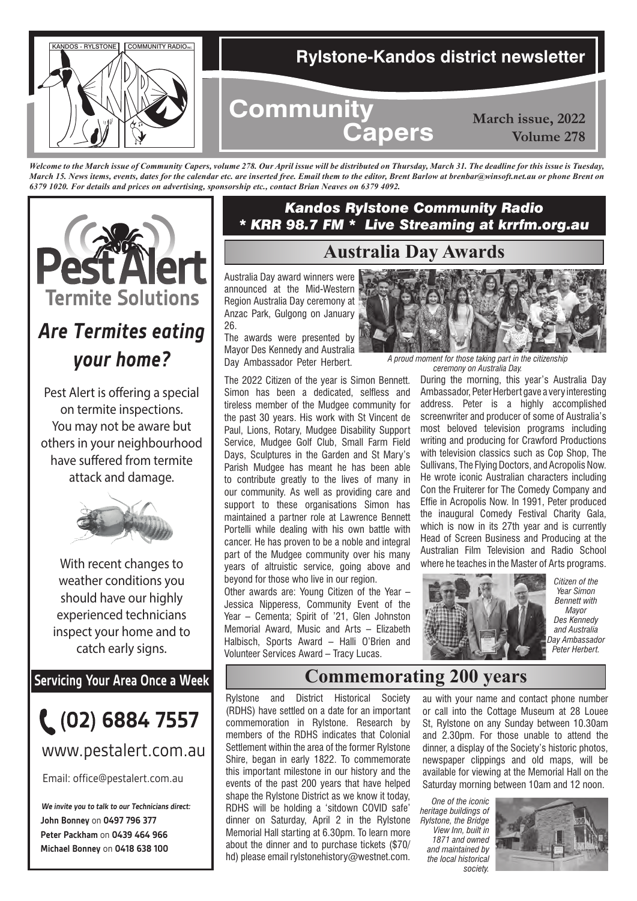KANDOS - RYLSTONE COMMUNITY RADIO INC.

# Rylstone-Kandos district newsletter

# Community Capers

**March issue, 2022**
**Volume 278**

***Welcome to the March issue of Community Capers, volume 278. Our April issue will be distributed on Thursday, March 31. The deadline for this issue is Tuesday, March 15. News items, events, dates for the calendar etc. are inserted free. Email them to the editor, Brent Barlow at brenbar@winsoft.net.au or phone Brent on 6379 1020. For details and prices on advertising, sponsorship etc., contact Brian Neaves on 6379 4092.***

## Pest Alert Termite Solutions

### *Are Termites eating your home?*

Pest Alert is offering a special on termite inspections. You may not be aware but others in your neighbourhood have suffered from termite attack and damage.

With recent changes to weather conditions you should have our highly experienced technicians inspect your home and to catch early signs.

**Servicing Your Area Once a Week**

**(02) 6884 7557**

www.pestalert.com.au

Email: office@pestalert.com.au

*We invite you to talk to our Technicians direct:*
**John Bonney** on **0497 796 377**
**Peter Packham** on **0439 464 966**
**Michael Bonney** on **0418 638 100**

***Kandos Rylstone Community Radio***
***\* KRR 98.7 FM \*  Live Streaming at krrfm.org.au***

## Australia Day Awards

Australia Day award winners were announced at the Mid-Western Region Australia Day ceremony at Anzac Park, Gulgong on January 26.

The awards were presented by Mayor Des Kennedy and Australia Day Ambassador Peter Herbert.

*A proud moment for those taking part in the citizenship ceremony on Australia Day.*

The 2022 Citizen of the year is Simon Bennett. Simon has been a dedicated, selfless and tireless member of the Mudgee community for the past 30 years. His work with St Vincent de Paul, Lions, Rotary, Mudgee Disability Support Service, Mudgee Golf Club, Small Farm Field Days, Sculptures in the Garden and St Mary's Parish Mudgee has meant he has been able to contribute greatly to the lives of many in our community. As well as providing care and support to these organisations Simon has maintained a partner role at Lawrence Bennett Portelli while dealing with his own battle with cancer. He has proven to be a noble and integral part of the Mudgee community over his many years of altruistic service, going above and beyond for those who live in our region.

Other awards are: Young Citizen of the Year – Jessica Nipperess, Community Event of the Year – Cementa; Spirit of '21, Glen Johnston Memorial Award, Music and Arts – Elizabeth Halbisch, Sports Award – Halli O'Brien and Volunteer Services Award – Tracy Lucas.

During the morning, this year's Australia Day Ambassador, Peter Herbert gave a very interesting address. Peter is a highly accomplished screenwriter and producer of some of Australia's most beloved television programs including writing and producing for Crawford Productions with television classics such as Cop Shop, The Sullivans, The Flying Doctors, and Acropolis Now. He wrote iconic Australian characters including Con the Fruiterer for The Comedy Company and Effie in Acropolis Now. In 1991, Peter produced the inaugural Comedy Festival Charity Gala, which is now in its 27th year and is currently Head of Screen Business and Producing at the Australian Film Television and Radio School where he teaches in the Master of Arts programs.

*Citizen of the Year Simon Bennett with Mayor Des Kennedy and Australia Day Ambassador Peter Herbert.*

## Commemorating 200 years

Rylstone and District Historical Society (RDHS) have settled on a date for an important commemoration in Rylstone. Research by members of the RDHS indicates that Colonial Settlement within the area of the former Rylstone Shire, began in early 1822. To commemorate this important milestone in our history and the events of the past 200 years that have helped shape the Rylstone District as we know it today, RDHS will be holding a 'sitdown COVID safe' dinner on Saturday, April 2 in the Rylstone Memorial Hall starting at 6.30pm. To learn more about the dinner and to purchase tickets ($70/hd) please email rylstonehistory@westnet.com.au with your name and contact phone number or call into the Cottage Museum at 28 Louee St, Rylstone on any Sunday between 10.30am and 2.30pm. For those unable to attend the dinner, a display of the Society's historic photos, newspaper clippings and old maps, will be available for viewing at the Memorial Hall on the Saturday morning between 10am and 12 noon.

*One of the iconic heritage buildings of Rylstone, the Bridge View Inn, built in 1871 and owned and maintained by the local historical society.*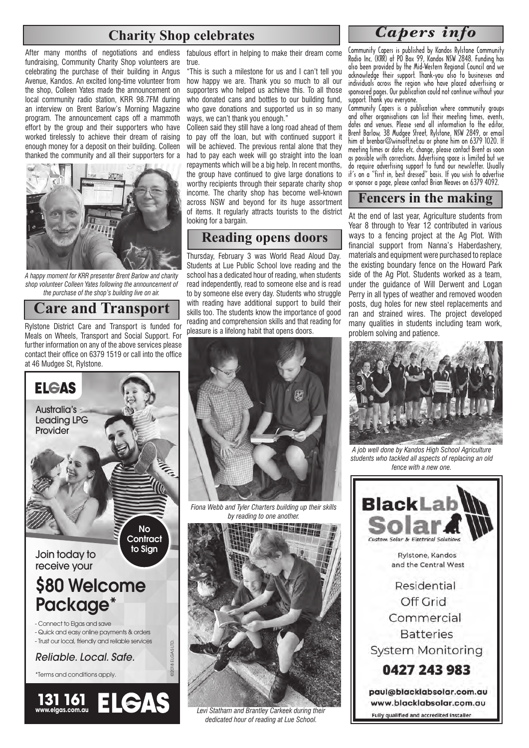## Charity Shop celebrates

After many months of negotiations and endless fundraising, Community Charity Shop volunteers are celebrating the purchase of their building in Angus Avenue, Kandos. An excited long-time volunteer from the shop, Colleen Yates made the announcement on local community radio station, KRR 98.7FM during an interview on Brent Barlow's Morning Magazine program. The announcement caps off a mammoth effort by the group and their supporters who have worked tirelessly to achieve their dream of raising enough money for a deposit on their building. Colleen thanked the community and all their supporters for a fabulous effort in helping to make their dream come true.

"This is such a milestone for us and I can't tell you how happy we are. Thank you so much to all our supporters who helped us achieve this. To all those who donated cans and bottles to our building fund, who gave donations and supported us in so many ways, we can't thank you enough."

Colleen said they still have a long road ahead of them to pay off the loan, but with continued support it will be achieved. The previous rental alone that they had to pay each week will go straight into the loan repayments which will be a big help. In recent months, the group have continued to give large donations to worthy recipients through their separate charity shop income. The charity shop has become well-known across NSW and beyond for its huge assortment of items. It regularly attracts tourists to the district looking for a bargain.

*A happy moment for KRR presenter Brent Barlow and charity shop volunteer Colleen Yates following the announcement of the purchase of the shop's building live on air.*

## Care and Transport

Rylstone District Care and Transport is funded for Meals on Wheels, Transport and Social Support. For further information on any of the above services please contact their office on 6379 1519 or call into the office at 46 Mudgee St, Rylstone.

**ELGAS**

Australia's Leading LPG Provider

No Contract to Sign

Join today to receive your

**$80 Welcome Package***

- Connect to Elgas and save
- Quick and easy online payments & orders
- Trust our local, friendly and reliable services

*Reliable. Local. Safe.*

*Terms and conditions apply.

©2018 ELGAS LTD.

**131 161** www.elgas.com.au **ELGAS**

## Reading opens doors

Thursday, February 3 was World Read Aloud Day. Students at Lue Public School love reading and the school has a dedicated hour of reading, when students read independently, read to someone else and is read to by someone else every day. Students who struggle with reading have additional support to build their skills too. The students know the importance of good reading and comprehension skills and that reading for pleasure is a lifelong habit that opens doors.

*Fiona Webb and Tyler Charters building up their skills by reading to one another.*

*Levi Statham and Brantley Carkeek during their dedicated hour of reading at Lue School.*

## Capers info

Community Capers is published by Kandos Rylstone Community Radio Inc. (KRR) at PO Box 99, Kandos NSW 2848. Funding has also been provided by the Mid-Western Regional Council and we acknowledge their support. Thank-you also to businesses and individuals across the region who have placed advertising or sponsored pages. Our publication could not continue without your support. Thank you everyone.

Community Capers is a publication where community groups and other organisations can list their meeting times, events, dates and venues. Please send all information to the editor, Brent Barlow, 38 Mudgee Street, Rylstone, NSW 2849, or email him at brenbar@winsoft.net.au or phone him on 6379 1020. If meeting times or dates etc. change, please contact Brent as soon as possible with corrections. Advertising space is limited but we do require advertising support to fund our newsletter. Usually it's on a "first in, best dressed" basis. If you wish to advertise or sponsor a page, please contact Brian Neaves on 6379 4092.

## Fencers in the making

At the end of last year, Agriculture students from Year 8 through to Year 12 contributed in various ways to a fencing project at the Ag Plot. With financial support from Nanna's Haberdashery, materials and equipment were purchased to replace the existing boundary fence on the Howard Park side of the Ag Plot. Students worked as a team, under the guidance of Will Derwent and Logan Perry in all types of weather and removed wooden posts, dug holes for new steel replacements and ran and strained wires. The project developed many qualities in students including team work, problem solving and patience.

*A job well done by Kandos High School Agriculture students who tackled all aspects of replacing an old fence with a new one.*

**BlackLab Solar**

Custom Solar & Electrical Solutions

Rylstone, Kandos and the Central West

Residential
Off Grid
Commercial
Batteries
System Monitoring

**0427 243 983**

paul@blacklabsolar.com.au
www.blacklabsolar.com.au

Fully qualified and accredited installer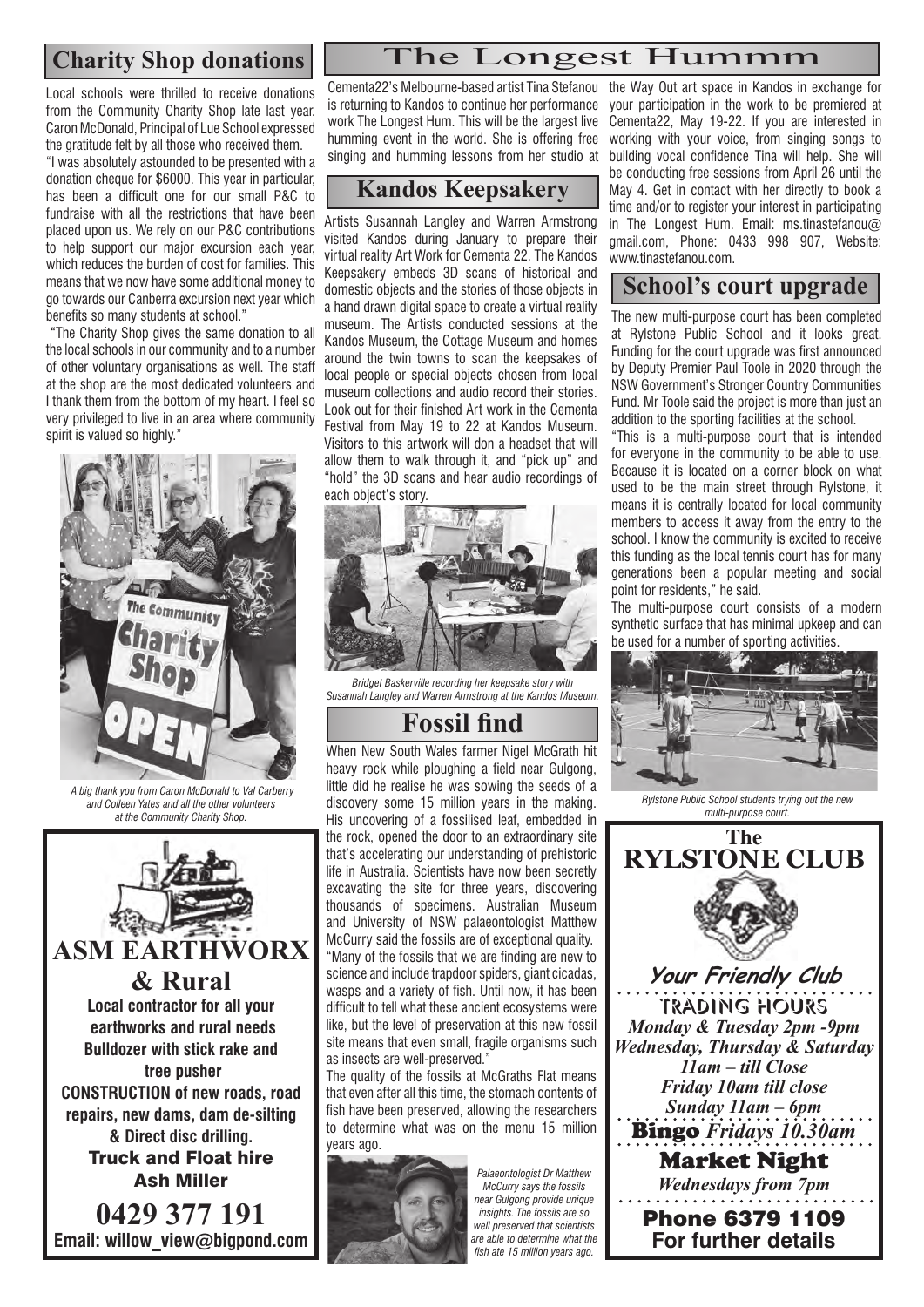## Charity Shop donations

Local schools were thrilled to receive donations from the Community Charity Shop late last year. Caron McDonald, Principal of Lue School expressed the gratitude felt by all those who received them.

"I was absolutely astounded to be presented with a donation cheque for $6000. This year in particular, has been a difficult one for our small P&C to fundraise with all the restrictions that have been placed upon us. We rely on our P&C contributions to help support our major excursion each year, which reduces the burden of cost for families. This means that we now have some additional money to go towards our Canberra excursion next year which benefits so many students at school."

"The Charity Shop gives the same donation to all the local schools in our community and to a number of other voluntary organisations as well. The staff at the shop are the most dedicated volunteers and I thank them from the bottom of my heart. I feel so very privileged to live in an area where community spirit is valued so highly."

*A big thank you from Caron McDonald to Val Carberry and Colleen Yates and all the other volunteers at the Community Charity Shop.*

**ASM EARTHWORX & Rural**

**Local contractor for all your earthworks and rural needs**
**Bulldozer with stick rake and tree pusher**
**CONSTRUCTION of new roads, road repairs, new dams, dam de-silting & Direct disc drilling.**
**Truck and Float hire**
**Ash Miller**
**0429 377 191**
**Email: willow_view@bigpond.com**

## The Longest Hummm

Cementa22's Melbourne-based artist Tina Stefanou is returning to Kandos to continue her performance work The Longest Hum. This will be the largest live humming event in the world. She is offering free singing and humming lessons from her studio at the Way Out art space in Kandos in exchange for your participation in the work to be premiered at Cementa22, May 19-22. If you are interested in working with your voice, from singing songs to building vocal confidence Tina will help. She will be conducting free sessions from April 26 until the May 4. Get in contact with her directly to book a time and/or to register your interest in participating in The Longest Hum. Email: ms.tinastefanou@gmail.com, Phone: 0433 998 907, Website: www.tinastefanou.com.

## Kandos Keepsakery

Artists Susannah Langley and Warren Armstrong visited Kandos during January to prepare their virtual reality Art Work for Cementa 22. The Kandos Keepsakery embeds 3D scans of historical and domestic objects and the stories of those objects in a hand drawn digital space to create a virtual reality museum. The Artists conducted sessions at the Kandos Museum, the Cottage Museum and homes around the twin towns to scan the keepsakes of local people or special objects chosen from local museum collections and audio record their stories. Look out for their finished Art work in the Cementa Festival from May 19 to 22 at Kandos Museum. Visitors to this artwork will don a headset that will allow them to walk through it, and "pick up" and "hold" the 3D scans and hear audio recordings of each object's story.

*Bridget Baskerville recording her keepsake story with Susannah Langley and Warren Armstrong at the Kandos Museum.*

## Fossil find

When New South Wales farmer Nigel McGrath hit heavy rock while ploughing a field near Gulgong, little did he realise he was sowing the seeds of a discovery some 15 million years in the making. His uncovering of a fossilised leaf, embedded in the rock, opened the door to an extraordinary site that's accelerating our understanding of prehistoric life in Australia. Scientists have now been secretly excavating the site for three years, discovering thousands of specimens. Australian Museum and University of NSW palaeontologist Matthew McCurry said the fossils are of exceptional quality.

"Many of the fossils that we are finding are new to science and include trapdoor spiders, giant cicadas, wasps and a variety of fish. Until now, it has been difficult to tell what these ancient ecosystems were like, but the level of preservation at this new fossil site means that even small, fragile organisms such as insects are well-preserved."

The quality of the fossils at McGraths Flat means that even after all this time, the stomach contents of fish have been preserved, allowing the researchers to determine what was on the menu 15 million years ago.

*Palaeontologist Dr Matthew McCurry says the fossils near Gulgong provide unique insights. The fossils are so well preserved that scientists are able to determine what the fish ate 15 million years ago.*

## School's court upgrade

The new multi-purpose court has been completed at Rylstone Public School and it looks great. Funding for the court upgrade was first announced by Deputy Premier Paul Toole in 2020 through the NSW Government's Stronger Country Communities Fund. Mr Toole said the project is more than just an addition to the sporting facilities at the school.

"This is a multi-purpose court that is intended for everyone in the community to be able to use. Because it is located on a corner block on what used to be the main street through Rylstone, it means it is centrally located for local community members to access it away from the entry to the school. I know the community is excited to receive this funding as the local tennis court has for many generations been a popular meeting and social point for residents," he said.

The multi-purpose court consists of a modern synthetic surface that has minimal upkeep and can be used for a number of sporting activities.

*Rylstone Public School students trying out the new multi-purpose court.*

**The RYLSTONE CLUB**

*Your Friendly Club*

**TRADING HOURS**

*Monday & Tuesday 2pm -9pm*
*Wednesday, Thursday & Saturday 11am – till Close*
*Friday 10am till close*
*Sunday 11am – 6pm*

**Bingo** *Fridays 10.30am*

**Market Night**
*Wednesdays from 7pm*

**Phone 6379 1109**
**For further details**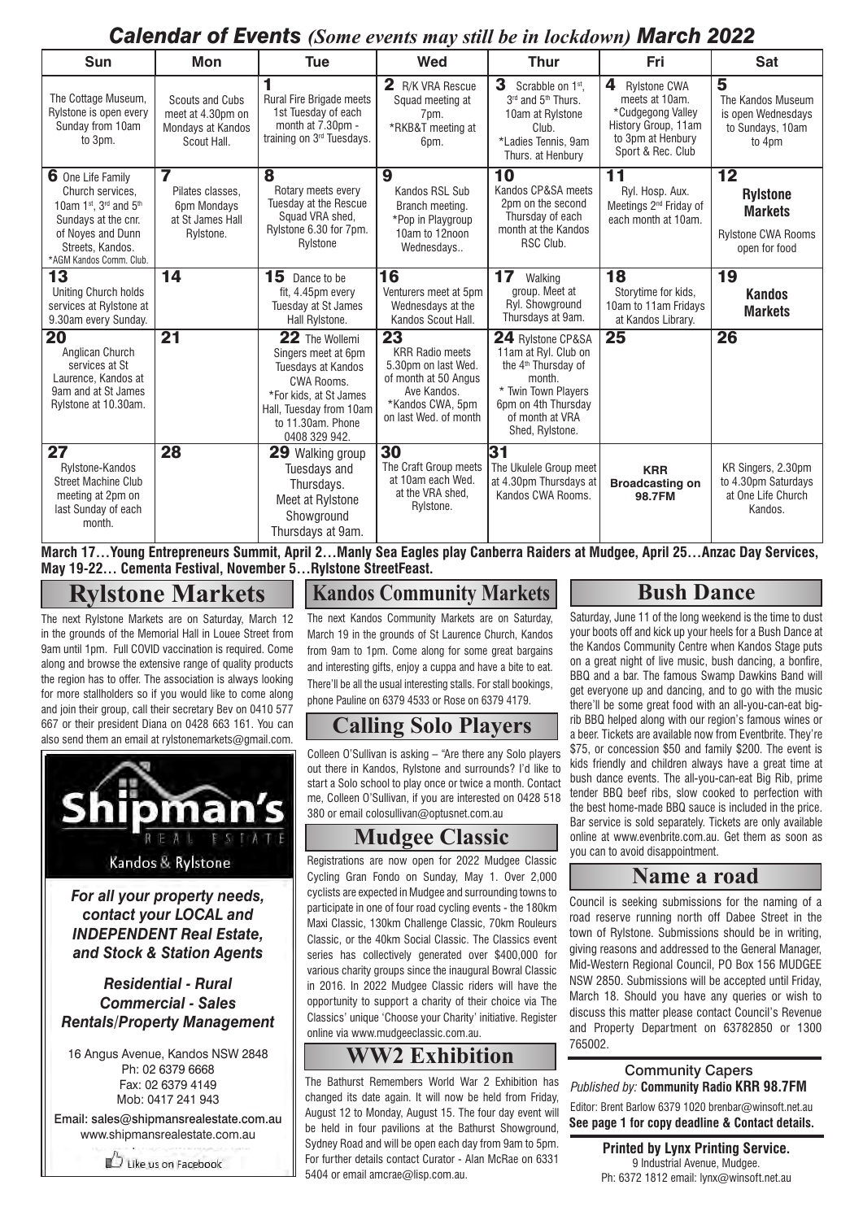# *Calendar of Events (Some events may still be in lockdown) March 2022*

| Sun | Mon | Tue | Wed | Thur | Fri | Sat |
|---|---|---|---|---|---|---|
| The Cottage Museum, Rylstone is open every Sunday from 10am to 3pm. | Scouts and Cubs meet at 4.30pm on Mondays at Kandos Scout Hall. | **1** Rural Fire Brigade meets 1st Tuesday of each month at 7.30pm - training on 3rd Tuesdays. | **2** R/K VRA Rescue Squad meeting at 7pm. *RKB&T meeting at 6pm. | **3** Scrabble on 1st, 3rd and 5th Thurs. 10am at Rylstone Club. *Ladies Tennis, 9am Thurs. at Henbury | **4** Rylstone CWA meets at 10am. *Cudgegong Valley History Group, 11am to 3pm at Henbury Sport & Rec. Club | **5** The Kandos Museum is open Wednesdays to Sundays, 10am to 4pm |
| **6** One Life Family Church services, 10am 1st, 3rd and 5th Sundays at the cnr. of Noyes and Dunn Streets, Kandos. *AGM Kandos Comm. Club. | **7** Pilates classes, 6pm Mondays at St James Hall Rylstone. | **8** Rotary meets every Tuesday at the Rescue Squad VRA shed, Rylstone 6.30 for 7pm. Rylstone | **9** Kandos RSL Sub Branch meeting. *Pop in Playgroup 10am to 12noon Wednesdays.. | **10** Kandos CP&SA meets 2pm on the second Thursday of each month at the Kandos RSC Club. | **11** Ryl. Hosp. Aux. Meetings 2nd Friday of each month at 10am. | **12** **Rylstone Markets** Rylstone CWA Rooms open for food |
| **13** Uniting Church holds services at Rylstone at 9.30am every Sunday. | **14** | **15** Dance to be fit, 4.45pm every Tuesday at St James Hall Rylstone. | **16** Venturers meet at 5pm Wednesdays at the Kandos Scout Hall. | **17** Walking group. Meet at Ryl. Showground Thursdays at 9am. | **18** Storytime for kids, 10am to 11am Fridays at Kandos Library. | **19** **Kandos Markets** |
| **20** Anglican Church services at St Laurence, Kandos at 9am and at St James Rylstone at 10.30am. | **21** | **22** The Wollemi Singers meet at 6pm Tuesdays at Kandos CWA Rooms. *For kids, at St James Hall, Tuesday from 10am to 11.30am. Phone 0408 329 942. | **23** KRR Radio meets 5.30pm on last Wed. of month at 50 Angus Ave Kandos. *Kandos CWA, 5pm on last Wed. of month | **24** Rylstone CP&SA 11am at Ryl. Club on the 4th Thursday of month. * Twin Town Players 6pm on 4th Thursday of month at VRA Shed, Rylstone. | **25** | **26** |
| **27** Rylstone-Kandos Street Machine Club meeting at 2pm on last Sunday of each month. | **28** | **29** Walking group Tuesdays and Thursdays. Meet at Rylstone Showground Thursdays at 9am. | **30** The Craft Group meets at 10am each Wed. at the VRA shed, Rylstone. | **31** The Ukulele Group meet at 4.30pm Thursdays at Kandos CWA Rooms. | **KRR Broadcasting on 98.7FM** | KR Singers, 2.30pm to 4.30pm Saturdays at One Life Church Kandos. |

**March 17…Young Entrepreneurs Summit, April 2…Manly Sea Eagles play Canberra Raiders at Mudgee, April 25…Anzac Day Services, May 19-22… Cementa Festival, November 5…Rylstone StreetFeast.**

## Rylstone Markets

The next Rylstone Markets are on Saturday, March 12 in the grounds of the Memorial Hall in Louee Street from 9am until 1pm. Full COVID vaccination is required. Come along and browse the extensive range of quality products the region has to offer. The association is always looking for more stallholders so if you would like to come along and join their group, call their secretary Bev on 0410 577 667 or their president Diana on 0428 663 161. You can also send them an email at rylstonemarkets@gmail.com.

**Shipman's** REAL ESTATE

Kandos & Rylstone

***For all your property needs, contact your LOCAL and INDEPENDENT Real Estate, and Stock & Station Agents***

***Residential - Rural***
***Commercial - Sales***
***Rentals/Property Management***

16 Angus Avenue, Kandos NSW 2848
Ph: 02 6379 6668
Fax: 02 6379 4149
Mob: 0417 241 943

Email: sales@shipmansrealestate.com.au
www.shipmansrealestate.com.au

Like us on Facebook

## Kandos Community Markets

The next Kandos Community Markets are on Saturday, March 19 in the grounds of St Laurence Church, Kandos from 9am to 1pm. Come along for some great bargains and interesting gifts, enjoy a cuppa and have a bite to eat. There'll be all the usual interesting stalls. For stall bookings, phone Pauline on 6379 4533 or Rose on 6379 4179.

## Calling Solo Players

Colleen O'Sullivan is asking – "Are there any Solo players out there in Kandos, Rylstone and surrounds? I'd like to start a Solo school to play once or twice a month. Contact me, Colleen O'Sullivan, if you are interested on 0428 518 380 or email colosullivan@optusnet.com.au

## Mudgee Classic

Registrations are now open for 2022 Mudgee Classic Cycling Gran Fondo on Sunday, May 1. Over 2,000 cyclists are expected in Mudgee and surrounding towns to participate in one of four road cycling events - the 180km Maxi Classic, 130km Challenge Classic, 70km Rouleurs Classic, or the 40km Social Classic. The Classics event series has collectively generated over $400,000 for various charity groups since the inaugural Bowral Classic in 2016. In 2022 Mudgee Classic riders will have the opportunity to support a charity of their choice via The Classics' unique 'Choose your Charity' initiative. Register online via www.mudgeeclassic.com.au.

## WW2 Exhibition

The Bathurst Remembers World War 2 Exhibition has changed its date again. It will now be held from Friday, August 12 to Monday, August 15. The four day event will be held in four pavilions at the Bathurst Showground, Sydney Road and will be open each day from 9am to 5pm. For further details contact Curator - Alan McRae on 6331 5404 or email amcrae@lisp.com.au.

## Bush Dance

Saturday, June 11 of the long weekend is the time to dust your boots off and kick up your heels for a Bush Dance at the Kandos Community Centre when Kandos Stage puts on a great night of live music, bush dancing, a bonfire, BBQ and a bar. The famous Swamp Dawkins Band will get everyone up and dancing, and to go with the music there'll be some great food with an all-you-can-eat big-rib BBQ helped along with our region's famous wines or a beer. Tickets are available now from Eventbrite. They're $75, or concession $50 and family $200. The event is kids friendly and children always have a great time at bush dance events. The all-you-can-eat Big Rib, prime tender BBQ beef ribs, slow cooked to perfection with the best home-made BBQ sauce is included in the price. Bar service is sold separately. Tickets are only available online at www.evenbrite.com.au. Get them as soon as you can to avoid disappointment.

## Name a road

Council is seeking submissions for the naming of a road reserve running north off Dabee Street in the town of Rylstone. Submissions should be in writing, giving reasons and addressed to the General Manager, Mid-Western Regional Council, PO Box 156 MUDGEE NSW 2850. Submissions will be accepted until Friday, March 18. Should you have any queries or wish to discuss this matter please contact Council's Revenue and Property Department on 63782850 or 1300 765002.

Community Capers
*Published by:* **Community Radio KRR 98.7FM**

Editor: Brent Barlow 6379 1020 brenbar@winsoft.net.au
**See page 1 for copy deadline & Contact details.**

**Printed by Lynx Printing Service.**
9 Industrial Avenue, Mudgee.
Ph: 6372 1812 email: lynx@winsoft.net.au